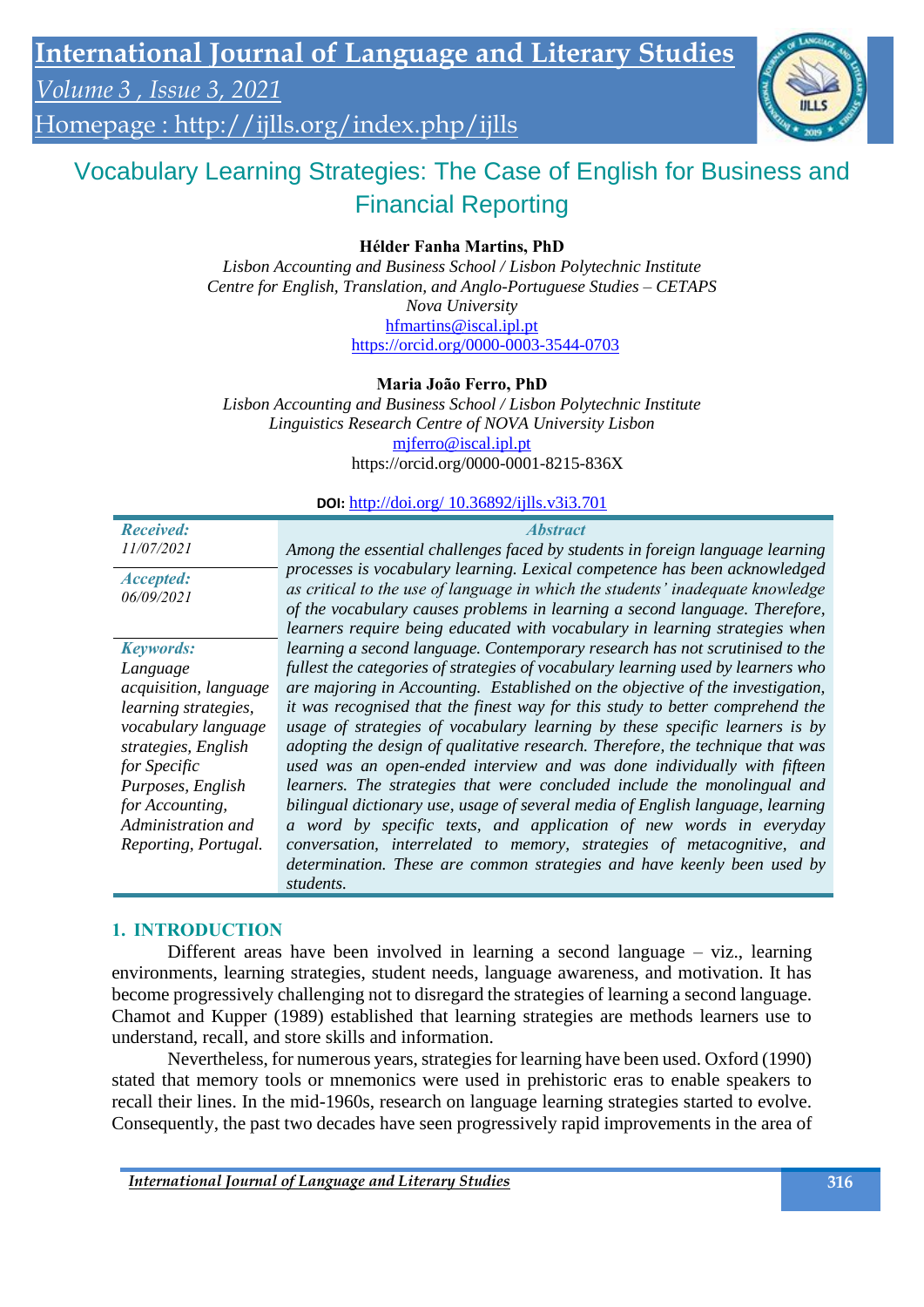# Vocabulary Learning Strategies: The Case of English for Business and Financial Reporting

**Hélder Fanha Martins, PhD**

*Lisbon Accounting and Business School / Lisbon Polytechnic Institute*
*Centre for English, Translation, and Anglo-Portuguese Studies – CETAPS*
*Nova University*
hfmartins@iscal.ipl.pt
https://orcid.org/0000-0003-3544-0703

**Maria João Ferro, PhD**

*Lisbon Accounting and Business School / Lisbon Polytechnic Institute*
*Linguistics Research Centre of NOVA University Lisbon*
mjferro@iscal.ipl.pt
https://orcid.org/0000-0001-8215-836X

**DOI:** http://doi.org/ 10.36892/ijlls.v3i3.701

***Received:*** *11/07/2021*

***Accepted:*** *06/09/2021*

***Keywords:*** *Language acquisition, language learning strategies, vocabulary language strategies, English for Specific Purposes, English for Accounting, Administration and Reporting, Portugal.*

***Abstract***

*Among the essential challenges faced by students in foreign language learning processes is vocabulary learning. Lexical competence has been acknowledged as critical to the use of language in which the students' inadequate knowledge of the vocabulary causes problems in learning a second language. Therefore, learners require being educated with vocabulary in learning strategies when learning a second language. Contemporary research has not scrutinised to the fullest the categories of strategies of vocabulary learning used by learners who are majoring in Accounting. Established on the objective of the investigation, it was recognised that the finest way for this study to better comprehend the usage of strategies of vocabulary learning by these specific learners is by adopting the design of qualitative research. Therefore, the technique that was used was an open-ended interview and was done individually with fifteen learners. The strategies that were concluded include the monolingual and bilingual dictionary use, usage of several media of English language, learning a word by specific texts, and application of new words in everyday conversation, interrelated to memory, strategies of metacognitive, and determination. These are common strategies and have keenly been used by students.*

## 1. INTRODUCTION

Different areas have been involved in learning a second language – viz., learning environments, learning strategies, student needs, language awareness, and motivation. It has become progressively challenging not to disregard the strategies of learning a second language. Chamot and Kupper (1989) established that learning strategies are methods learners use to understand, recall, and store skills and information.

Nevertheless, for numerous years, strategies for learning have been used. Oxford (1990) stated that memory tools or mnemonics were used in prehistoric eras to enable speakers to recall their lines. In the mid-1960s, research on language learning strategies started to evolve. Consequently, the past two decades have seen progressively rapid improvements in the area of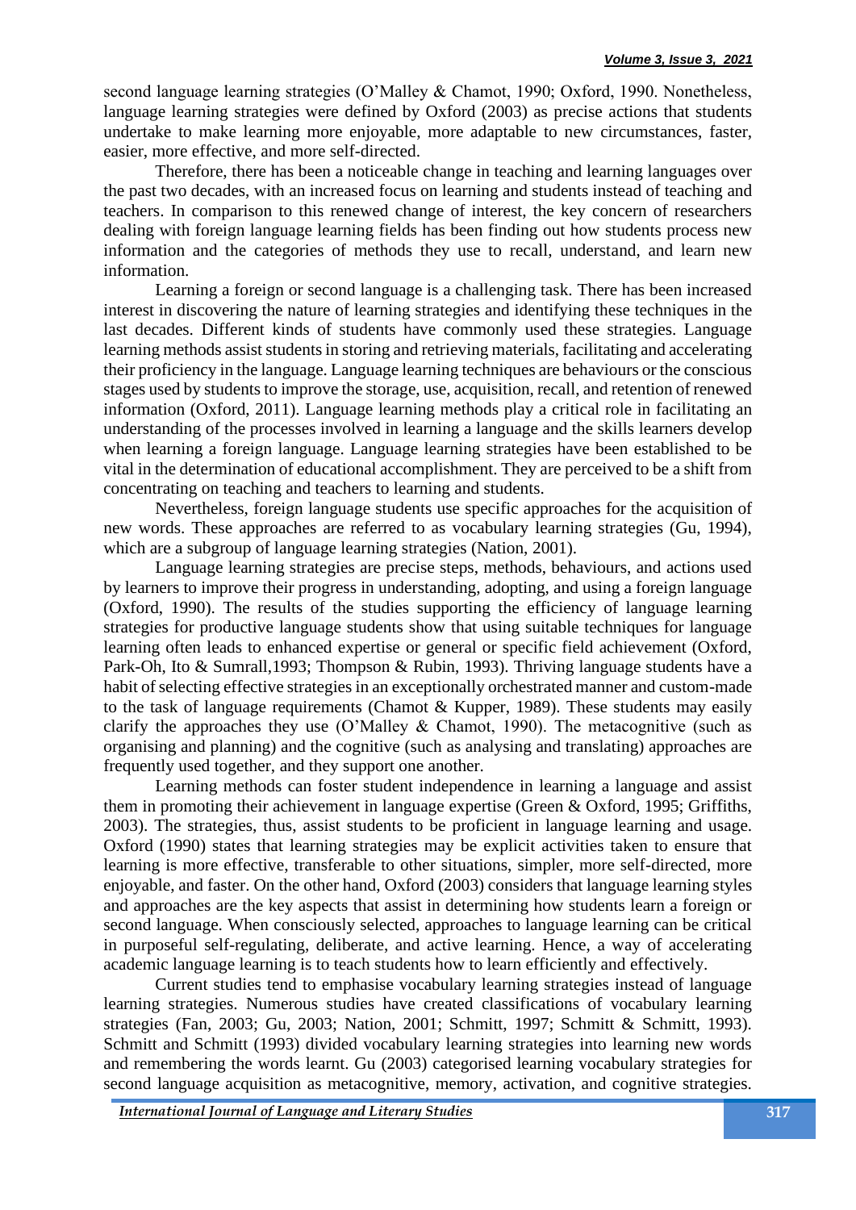second language learning strategies (O'Malley & Chamot, 1990; Oxford, 1990. Nonetheless, language learning strategies were defined by Oxford (2003) as precise actions that students undertake to make learning more enjoyable, more adaptable to new circumstances, faster, easier, more effective, and more self-directed.

Therefore, there has been a noticeable change in teaching and learning languages over the past two decades, with an increased focus on learning and students instead of teaching and teachers. In comparison to this renewed change of interest, the key concern of researchers dealing with foreign language learning fields has been finding out how students process new information and the categories of methods they use to recall, understand, and learn new information.

Learning a foreign or second language is a challenging task. There has been increased interest in discovering the nature of learning strategies and identifying these techniques in the last decades. Different kinds of students have commonly used these strategies. Language learning methods assist students in storing and retrieving materials, facilitating and accelerating their proficiency in the language. Language learning techniques are behaviours or the conscious stages used by students to improve the storage, use, acquisition, recall, and retention of renewed information (Oxford, 2011). Language learning methods play a critical role in facilitating an understanding of the processes involved in learning a language and the skills learners develop when learning a foreign language. Language learning strategies have been established to be vital in the determination of educational accomplishment. They are perceived to be a shift from concentrating on teaching and teachers to learning and students.

Nevertheless, foreign language students use specific approaches for the acquisition of new words. These approaches are referred to as vocabulary learning strategies (Gu, 1994), which are a subgroup of language learning strategies (Nation, 2001).

Language learning strategies are precise steps, methods, behaviours, and actions used by learners to improve their progress in understanding, adopting, and using a foreign language (Oxford, 1990). The results of the studies supporting the efficiency of language learning strategies for productive language students show that using suitable techniques for language learning often leads to enhanced expertise or general or specific field achievement (Oxford, Park-Oh, Ito & Sumrall,1993; Thompson & Rubin, 1993). Thriving language students have a habit of selecting effective strategies in an exceptionally orchestrated manner and custom-made to the task of language requirements (Chamot & Kupper, 1989). These students may easily clarify the approaches they use (O'Malley & Chamot, 1990). The metacognitive (such as organising and planning) and the cognitive (such as analysing and translating) approaches are frequently used together, and they support one another.

Learning methods can foster student independence in learning a language and assist them in promoting their achievement in language expertise (Green & Oxford, 1995; Griffiths, 2003). The strategies, thus, assist students to be proficient in language learning and usage. Oxford (1990) states that learning strategies may be explicit activities taken to ensure that learning is more effective, transferable to other situations, simpler, more self-directed, more enjoyable, and faster. On the other hand, Oxford (2003) considers that language learning styles and approaches are the key aspects that assist in determining how students learn a foreign or second language. When consciously selected, approaches to language learning can be critical in purposeful self-regulating, deliberate, and active learning. Hence, a way of accelerating academic language learning is to teach students how to learn efficiently and effectively.

Current studies tend to emphasise vocabulary learning strategies instead of language learning strategies. Numerous studies have created classifications of vocabulary learning strategies (Fan, 2003; Gu, 2003; Nation, 2001; Schmitt, 1997; Schmitt & Schmitt, 1993). Schmitt and Schmitt (1993) divided vocabulary learning strategies into learning new words and remembering the words learnt. Gu (2003) categorised learning vocabulary strategies for second language acquisition as metacognitive, memory, activation, and cognitive strategies.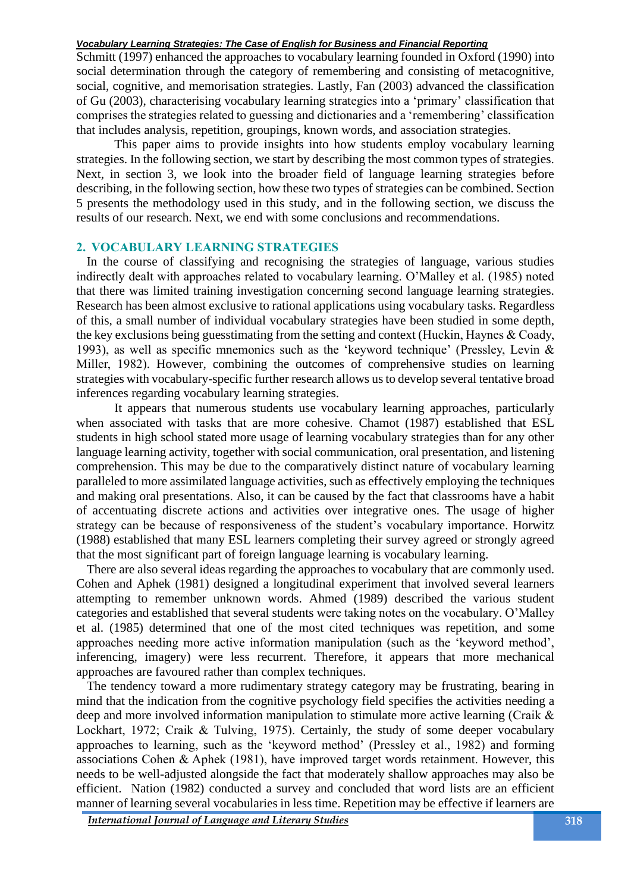Schmitt (1997) enhanced the approaches to vocabulary learning founded in Oxford (1990) into social determination through the category of remembering and consisting of metacognitive, social, cognitive, and memorisation strategies. Lastly, Fan (2003) advanced the classification of Gu (2003), characterising vocabulary learning strategies into a 'primary' classification that comprises the strategies related to guessing and dictionaries and a 'remembering' classification that includes analysis, repetition, groupings, known words, and association strategies.

This paper aims to provide insights into how students employ vocabulary learning strategies. In the following section, we start by describing the most common types of strategies. Next, in section 3, we look into the broader field of language learning strategies before describing, in the following section, how these two types of strategies can be combined. Section 5 presents the methodology used in this study, and in the following section, we discuss the results of our research. Next, we end with some conclusions and recommendations.

## 2. VOCABULARY LEARNING STRATEGIES

In the course of classifying and recognising the strategies of language, various studies indirectly dealt with approaches related to vocabulary learning. O'Malley et al. (1985) noted that there was limited training investigation concerning second language learning strategies. Research has been almost exclusive to rational applications using vocabulary tasks. Regardless of this, a small number of individual vocabulary strategies have been studied in some depth, the key exclusions being guesstimating from the setting and context (Huckin, Haynes & Coady, 1993), as well as specific mnemonics such as the 'keyword technique' (Pressley, Levin & Miller, 1982). However, combining the outcomes of comprehensive studies on learning strategies with vocabulary-specific further research allows us to develop several tentative broad inferences regarding vocabulary learning strategies.

It appears that numerous students use vocabulary learning approaches, particularly when associated with tasks that are more cohesive. Chamot (1987) established that ESL students in high school stated more usage of learning vocabulary strategies than for any other language learning activity, together with social communication, oral presentation, and listening comprehension. This may be due to the comparatively distinct nature of vocabulary learning paralleled to more assimilated language activities, such as effectively employing the techniques and making oral presentations. Also, it can be caused by the fact that classrooms have a habit of accentuating discrete actions and activities over integrative ones. The usage of higher strategy can be because of responsiveness of the student's vocabulary importance. Horwitz (1988) established that many ESL learners completing their survey agreed or strongly agreed that the most significant part of foreign language learning is vocabulary learning.

There are also several ideas regarding the approaches to vocabulary that are commonly used. Cohen and Aphek (1981) designed a longitudinal experiment that involved several learners attempting to remember unknown words. Ahmed (1989) described the various student categories and established that several students were taking notes on the vocabulary. O'Malley et al. (1985) determined that one of the most cited techniques was repetition, and some approaches needing more active information manipulation (such as the 'keyword method', inferencing, imagery) were less recurrent. Therefore, it appears that more mechanical approaches are favoured rather than complex techniques.

The tendency toward a more rudimentary strategy category may be frustrating, bearing in mind that the indication from the cognitive psychology field specifies the activities needing a deep and more involved information manipulation to stimulate more active learning (Craik & Lockhart, 1972; Craik & Tulving, 1975). Certainly, the study of some deeper vocabulary approaches to learning, such as the 'keyword method' (Pressley et al., 1982) and forming associations Cohen & Aphek (1981), have improved target words retainment. However, this needs to be well-adjusted alongside the fact that moderately shallow approaches may also be efficient. Nation (1982) conducted a survey and concluded that word lists are an efficient manner of learning several vocabularies in less time. Repetition may be effective if learners are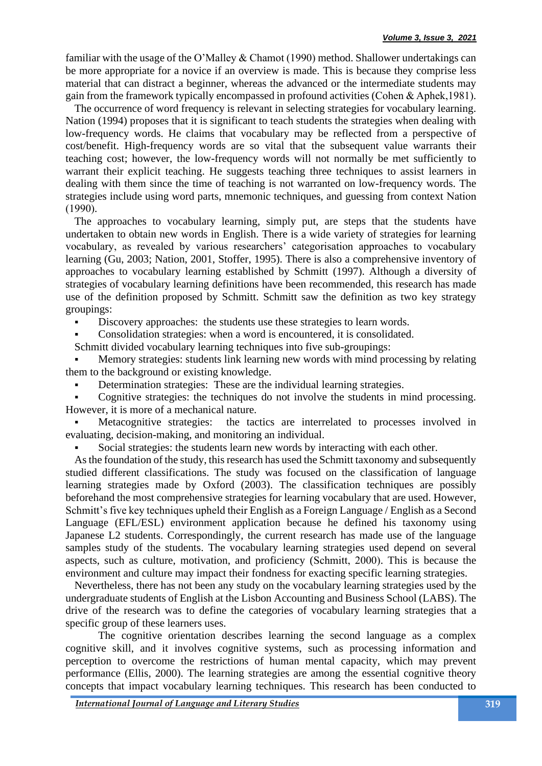familiar with the usage of the O'Malley & Chamot (1990) method. Shallower undertakings can be more appropriate for a novice if an overview is made. This is because they comprise less material that can distract a beginner, whereas the advanced or the intermediate students may gain from the framework typically encompassed in profound activities (Cohen & Aphek,1981).

The occurrence of word frequency is relevant in selecting strategies for vocabulary learning. Nation (1994) proposes that it is significant to teach students the strategies when dealing with low-frequency words. He claims that vocabulary may be reflected from a perspective of cost/benefit. High-frequency words are so vital that the subsequent value warrants their teaching cost; however, the low-frequency words will not normally be met sufficiently to warrant their explicit teaching. He suggests teaching three techniques to assist learners in dealing with them since the time of teaching is not warranted on low-frequency words. The strategies include using word parts, mnemonic techniques, and guessing from context Nation (1990).

The approaches to vocabulary learning, simply put, are steps that the students have undertaken to obtain new words in English. There is a wide variety of strategies for learning vocabulary, as revealed by various researchers' categorisation approaches to vocabulary learning (Gu, 2003; Nation, 2001, Stoffer, 1995). There is also a comprehensive inventory of approaches to vocabulary learning established by Schmitt (1997). Although a diversity of strategies of vocabulary learning definitions have been recommended, this research has made use of the definition proposed by Schmitt. Schmitt saw the definition as two key strategy groupings:

- Discovery approaches: the students use these strategies to learn words.
- Consolidation strategies: when a word is encountered, it is consolidated.

Schmitt divided vocabulary learning techniques into five sub-groupings:

- Memory strategies: students link learning new words with mind processing by relating them to the background or existing knowledge.
- Determination strategies: These are the individual learning strategies.
- Cognitive strategies: the techniques do not involve the students in mind processing. However, it is more of a mechanical nature.
- Metacognitive strategies: the tactics are interrelated to processes involved in evaluating, decision-making, and monitoring an individual.
- Social strategies: the students learn new words by interacting with each other.

As the foundation of the study, this research has used the Schmitt taxonomy and subsequently studied different classifications. The study was focused on the classification of language learning strategies made by Oxford (2003). The classification techniques are possibly beforehand the most comprehensive strategies for learning vocabulary that are used. However, Schmitt's five key techniques upheld their English as a Foreign Language / English as a Second Language (EFL/ESL) environment application because he defined his taxonomy using Japanese L2 students. Correspondingly, the current research has made use of the language samples study of the students. The vocabulary learning strategies used depend on several aspects, such as culture, motivation, and proficiency (Schmitt, 2000). This is because the environment and culture may impact their fondness for exacting specific learning strategies.

Nevertheless, there has not been any study on the vocabulary learning strategies used by the undergraduate students of English at the Lisbon Accounting and Business School (LABS). The drive of the research was to define the categories of vocabulary learning strategies that a specific group of these learners uses.

The cognitive orientation describes learning the second language as a complex cognitive skill, and it involves cognitive systems, such as processing information and perception to overcome the restrictions of human mental capacity, which may prevent performance (Ellis, 2000). The learning strategies are among the essential cognitive theory concepts that impact vocabulary learning techniques. This research has been conducted to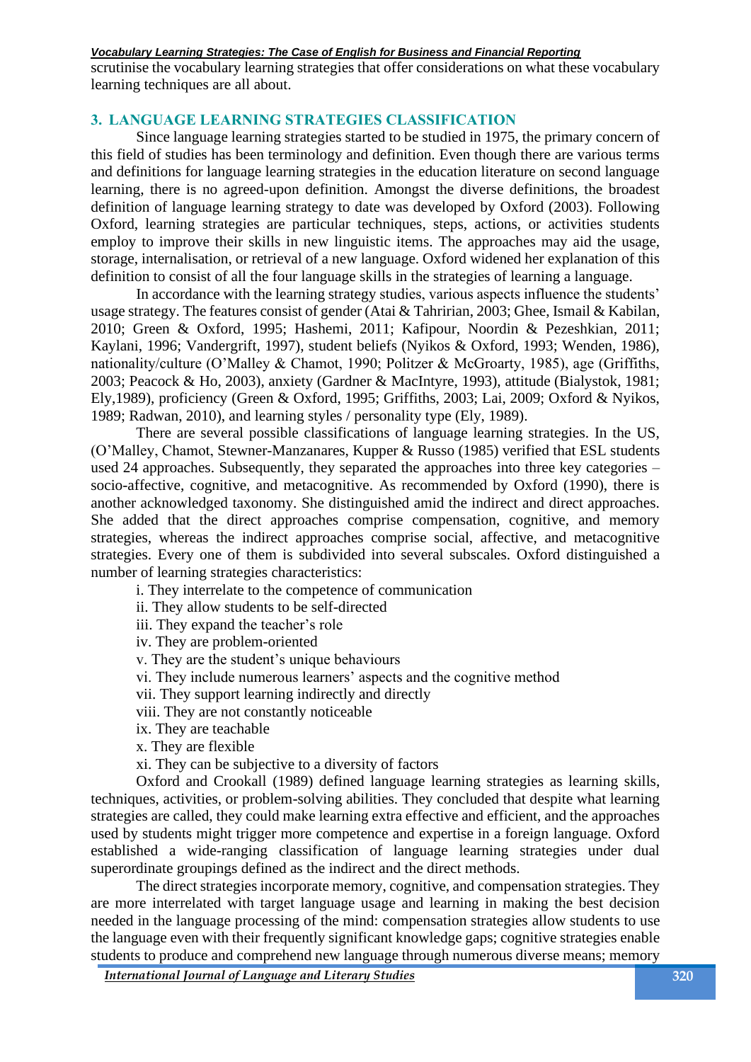scrutinise the vocabulary learning strategies that offer considerations on what these vocabulary learning techniques are all about.

## 3. LANGUAGE LEARNING STRATEGIES CLASSIFICATION

Since language learning strategies started to be studied in 1975, the primary concern of this field of studies has been terminology and definition. Even though there are various terms and definitions for language learning strategies in the education literature on second language learning, there is no agreed-upon definition. Amongst the diverse definitions, the broadest definition of language learning strategy to date was developed by Oxford (2003). Following Oxford, learning strategies are particular techniques, steps, actions, or activities students employ to improve their skills in new linguistic items. The approaches may aid the usage, storage, internalisation, or retrieval of a new language. Oxford widened her explanation of this definition to consist of all the four language skills in the strategies of learning a language.

In accordance with the learning strategy studies, various aspects influence the students' usage strategy. The features consist of gender (Atai & Tahririan, 2003; Ghee, Ismail & Kabilan, 2010; Green & Oxford, 1995; Hashemi, 2011; Kafipour, Noordin & Pezeshkian, 2011; Kaylani, 1996; Vandergrift, 1997), student beliefs (Nyikos & Oxford, 1993; Wenden, 1986), nationality/culture (O'Malley & Chamot, 1990; Politzer & McGroarty, 1985), age (Griffiths, 2003; Peacock & Ho, 2003), anxiety (Gardner & MacIntyre, 1993), attitude (Bialystok, 1981; Ely,1989), proficiency (Green & Oxford, 1995; Griffiths, 2003; Lai, 2009; Oxford & Nyikos, 1989; Radwan, 2010), and learning styles / personality type (Ely, 1989).

There are several possible classifications of language learning strategies. In the US, (O'Malley, Chamot, Stewner-Manzanares, Kupper & Russo (1985) verified that ESL students used 24 approaches. Subsequently, they separated the approaches into three key categories – socio-affective, cognitive, and metacognitive. As recommended by Oxford (1990), there is another acknowledged taxonomy. She distinguished amid the indirect and direct approaches. She added that the direct approaches comprise compensation, cognitive, and memory strategies, whereas the indirect approaches comprise social, affective, and metacognitive strategies. Every one of them is subdivided into several subscales. Oxford distinguished a number of learning strategies characteristics:

i. They interrelate to the competence of communication
ii. They allow students to be self-directed
iii. They expand the teacher's role
iv. They are problem-oriented
v. They are the student's unique behaviours
vi. They include numerous learners' aspects and the cognitive method
vii. They support learning indirectly and directly
viii. They are not constantly noticeable
ix. They are teachable
x. They are flexible
xi. They can be subjective to a diversity of factors

Oxford and Crookall (1989) defined language learning strategies as learning skills, techniques, activities, or problem-solving abilities. They concluded that despite what learning strategies are called, they could make learning extra effective and efficient, and the approaches used by students might trigger more competence and expertise in a foreign language. Oxford established a wide-ranging classification of language learning strategies under dual superordinate groupings defined as the indirect and the direct methods.

The direct strategies incorporate memory, cognitive, and compensation strategies. They are more interrelated with target language usage and learning in making the best decision needed in the language processing of the mind: compensation strategies allow students to use the language even with their frequently significant knowledge gaps; cognitive strategies enable students to produce and comprehend new language through numerous diverse means; memory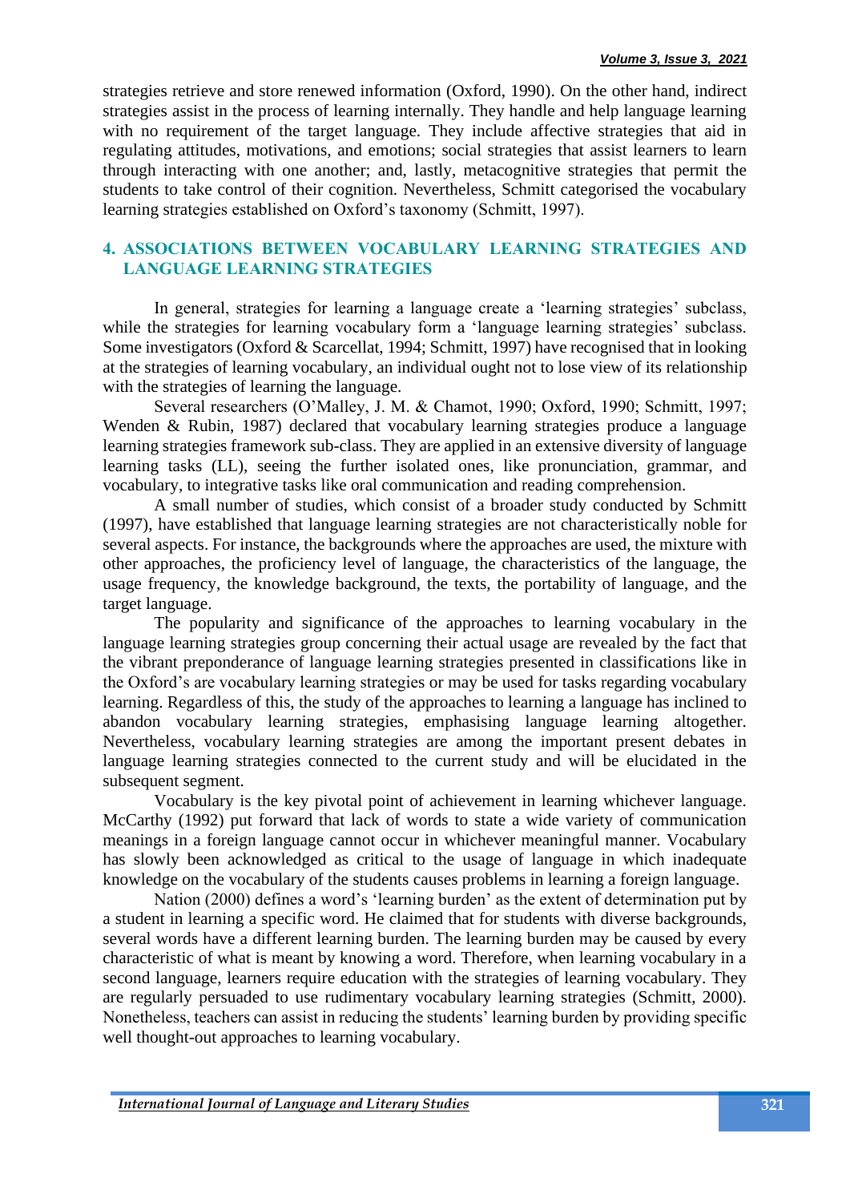strategies retrieve and store renewed information (Oxford, 1990). On the other hand, indirect strategies assist in the process of learning internally. They handle and help language learning with no requirement of the target language. They include affective strategies that aid in regulating attitudes, motivations, and emotions; social strategies that assist learners to learn through interacting with one another; and, lastly, metacognitive strategies that permit the students to take control of their cognition. Nevertheless, Schmitt categorised the vocabulary learning strategies established on Oxford's taxonomy (Schmitt, 1997).

## 4. ASSOCIATIONS BETWEEN VOCABULARY LEARNING STRATEGIES AND LANGUAGE LEARNING STRATEGIES

In general, strategies for learning a language create a 'learning strategies' subclass, while the strategies for learning vocabulary form a 'language learning strategies' subclass. Some investigators (Oxford & Scarcellat, 1994; Schmitt, 1997) have recognised that in looking at the strategies of learning vocabulary, an individual ought not to lose view of its relationship with the strategies of learning the language.

Several researchers (O'Malley, J. M. & Chamot, 1990; Oxford, 1990; Schmitt, 1997; Wenden & Rubin, 1987) declared that vocabulary learning strategies produce a language learning strategies framework sub-class. They are applied in an extensive diversity of language learning tasks (LL), seeing the further isolated ones, like pronunciation, grammar, and vocabulary, to integrative tasks like oral communication and reading comprehension.

A small number of studies, which consist of a broader study conducted by Schmitt (1997), have established that language learning strategies are not characteristically noble for several aspects. For instance, the backgrounds where the approaches are used, the mixture with other approaches, the proficiency level of language, the characteristics of the language, the usage frequency, the knowledge background, the texts, the portability of language, and the target language.

The popularity and significance of the approaches to learning vocabulary in the language learning strategies group concerning their actual usage are revealed by the fact that the vibrant preponderance of language learning strategies presented in classifications like in the Oxford's are vocabulary learning strategies or may be used for tasks regarding vocabulary learning. Regardless of this, the study of the approaches to learning a language has inclined to abandon vocabulary learning strategies, emphasising language learning altogether. Nevertheless, vocabulary learning strategies are among the important present debates in language learning strategies connected to the current study and will be elucidated in the subsequent segment.

Vocabulary is the key pivotal point of achievement in learning whichever language. McCarthy (1992) put forward that lack of words to state a wide variety of communication meanings in a foreign language cannot occur in whichever meaningful manner. Vocabulary has slowly been acknowledged as critical to the usage of language in which inadequate knowledge on the vocabulary of the students causes problems in learning a foreign language.

Nation (2000) defines a word's 'learning burden' as the extent of determination put by a student in learning a specific word. He claimed that for students with diverse backgrounds, several words have a different learning burden. The learning burden may be caused by every characteristic of what is meant by knowing a word. Therefore, when learning vocabulary in a second language, learners require education with the strategies of learning vocabulary. They are regularly persuaded to use rudimentary vocabulary learning strategies (Schmitt, 2000). Nonetheless, teachers can assist in reducing the students' learning burden by providing specific well thought-out approaches to learning vocabulary.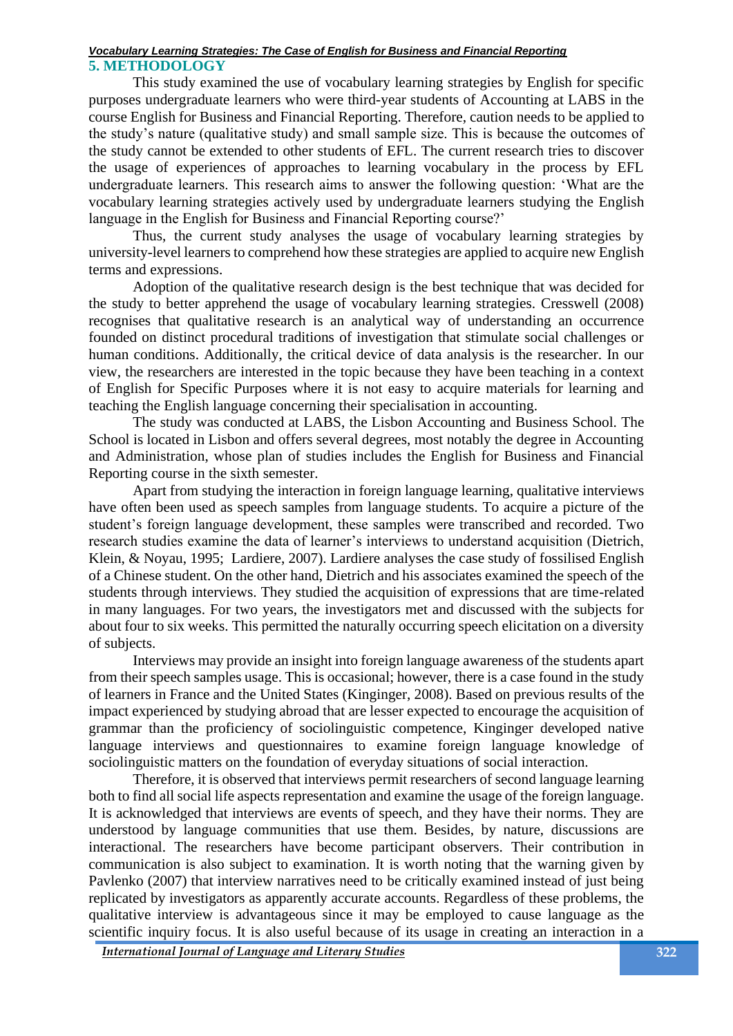## 5. METHODOLOGY

This study examined the use of vocabulary learning strategies by English for specific purposes undergraduate learners who were third-year students of Accounting at LABS in the course English for Business and Financial Reporting. Therefore, caution needs to be applied to the study's nature (qualitative study) and small sample size. This is because the outcomes of the study cannot be extended to other students of EFL. The current research tries to discover the usage of experiences of approaches to learning vocabulary in the process by EFL undergraduate learners. This research aims to answer the following question: 'What are the vocabulary learning strategies actively used by undergraduate learners studying the English language in the English for Business and Financial Reporting course?'

Thus, the current study analyses the usage of vocabulary learning strategies by university-level learners to comprehend how these strategies are applied to acquire new English terms and expressions.

Adoption of the qualitative research design is the best technique that was decided for the study to better apprehend the usage of vocabulary learning strategies. Cresswell (2008) recognises that qualitative research is an analytical way of understanding an occurrence founded on distinct procedural traditions of investigation that stimulate social challenges or human conditions. Additionally, the critical device of data analysis is the researcher. In our view, the researchers are interested in the topic because they have been teaching in a context of English for Specific Purposes where it is not easy to acquire materials for learning and teaching the English language concerning their specialisation in accounting.

The study was conducted at LABS, the Lisbon Accounting and Business School. The School is located in Lisbon and offers several degrees, most notably the degree in Accounting and Administration, whose plan of studies includes the English for Business and Financial Reporting course in the sixth semester.

Apart from studying the interaction in foreign language learning, qualitative interviews have often been used as speech samples from language students. To acquire a picture of the student's foreign language development, these samples were transcribed and recorded. Two research studies examine the data of learner's interviews to understand acquisition (Dietrich, Klein, & Noyau, 1995; Lardiere, 2007). Lardiere analyses the case study of fossilised English of a Chinese student. On the other hand, Dietrich and his associates examined the speech of the students through interviews. They studied the acquisition of expressions that are time-related in many languages. For two years, the investigators met and discussed with the subjects for about four to six weeks. This permitted the naturally occurring speech elicitation on a diversity of subjects.

Interviews may provide an insight into foreign language awareness of the students apart from their speech samples usage. This is occasional; however, there is a case found in the study of learners in France and the United States (Kinginger, 2008). Based on previous results of the impact experienced by studying abroad that are lesser expected to encourage the acquisition of grammar than the proficiency of sociolinguistic competence, Kinginger developed native language interviews and questionnaires to examine foreign language knowledge of sociolinguistic matters on the foundation of everyday situations of social interaction.

Therefore, it is observed that interviews permit researchers of second language learning both to find all social life aspects representation and examine the usage of the foreign language. It is acknowledged that interviews are events of speech, and they have their norms. They are understood by language communities that use them. Besides, by nature, discussions are interactional. The researchers have become participant observers. Their contribution in communication is also subject to examination. It is worth noting that the warning given by Pavlenko (2007) that interview narratives need to be critically examined instead of just being replicated by investigators as apparently accurate accounts. Regardless of these problems, the qualitative interview is advantageous since it may be employed to cause language as the scientific inquiry focus. It is also useful because of its usage in creating an interaction in a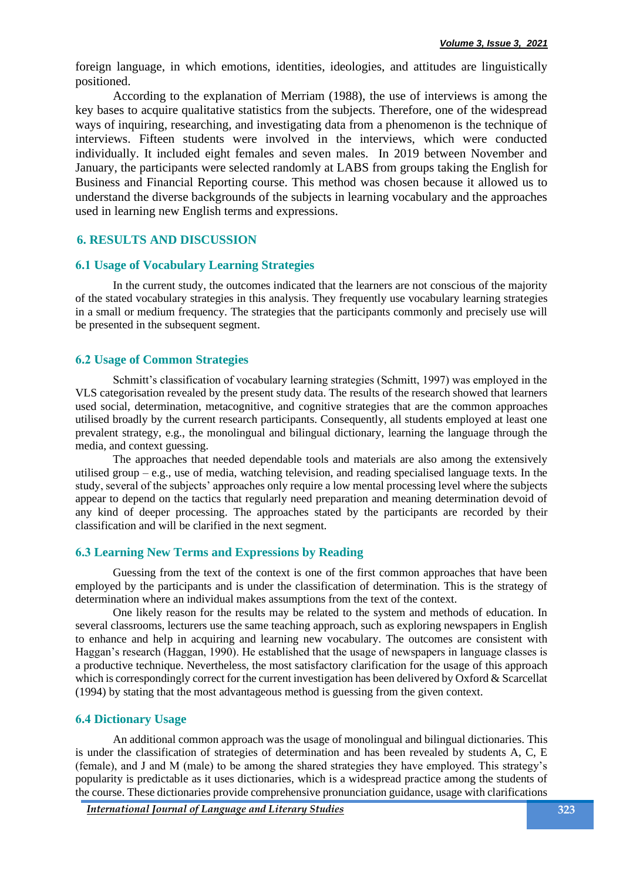foreign language, in which emotions, identities, ideologies, and attitudes are linguistically positioned.

According to the explanation of Merriam (1988), the use of interviews is among the key bases to acquire qualitative statistics from the subjects. Therefore, one of the widespread ways of inquiring, researching, and investigating data from a phenomenon is the technique of interviews. Fifteen students were involved in the interviews, which were conducted individually. It included eight females and seven males. In 2019 between November and January, the participants were selected randomly at LABS from groups taking the English for Business and Financial Reporting course. This method was chosen because it allowed us to understand the diverse backgrounds of the subjects in learning vocabulary and the approaches used in learning new English terms and expressions.

## 6. RESULTS AND DISCUSSION

### 6.1 Usage of Vocabulary Learning Strategies

In the current study, the outcomes indicated that the learners are not conscious of the majority of the stated vocabulary strategies in this analysis. They frequently use vocabulary learning strategies in a small or medium frequency. The strategies that the participants commonly and precisely use will be presented in the subsequent segment.

### 6.2 Usage of Common Strategies

Schmitt's classification of vocabulary learning strategies (Schmitt, 1997) was employed in the VLS categorisation revealed by the present study data. The results of the research showed that learners used social, determination, metacognitive, and cognitive strategies that are the common approaches utilised broadly by the current research participants. Consequently, all students employed at least one prevalent strategy, e.g., the monolingual and bilingual dictionary, learning the language through the media, and context guessing.

The approaches that needed dependable tools and materials are also among the extensively utilised group – e.g., use of media, watching television, and reading specialised language texts. In the study, several of the subjects' approaches only require a low mental processing level where the subjects appear to depend on the tactics that regularly need preparation and meaning determination devoid of any kind of deeper processing. The approaches stated by the participants are recorded by their classification and will be clarified in the next segment.

### 6.3 Learning New Terms and Expressions by Reading

Guessing from the text of the context is one of the first common approaches that have been employed by the participants and is under the classification of determination. This is the strategy of determination where an individual makes assumptions from the text of the context.

One likely reason for the results may be related to the system and methods of education. In several classrooms, lecturers use the same teaching approach, such as exploring newspapers in English to enhance and help in acquiring and learning new vocabulary. The outcomes are consistent with Haggan's research (Haggan, 1990). He established that the usage of newspapers in language classes is a productive technique. Nevertheless, the most satisfactory clarification for the usage of this approach which is correspondingly correct for the current investigation has been delivered by Oxford & Scarcellat (1994) by stating that the most advantageous method is guessing from the given context.

### 6.4 Dictionary Usage

An additional common approach was the usage of monolingual and bilingual dictionaries. This is under the classification of strategies of determination and has been revealed by students A, C, E (female), and J and M (male) to be among the shared strategies they have employed. This strategy's popularity is predictable as it uses dictionaries, which is a widespread practice among the students of the course. These dictionaries provide comprehensive pronunciation guidance, usage with clarifications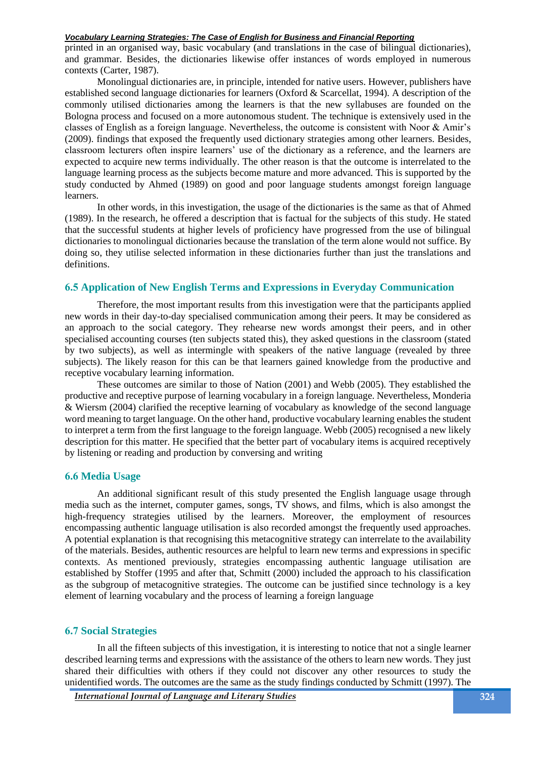printed in an organised way, basic vocabulary (and translations in the case of bilingual dictionaries), and grammar. Besides, the dictionaries likewise offer instances of words employed in numerous contexts (Carter, 1987).

Monolingual dictionaries are, in principle, intended for native users. However, publishers have established second language dictionaries for learners (Oxford & Scarcellat, 1994). A description of the commonly utilised dictionaries among the learners is that the new syllabuses are founded on the Bologna process and focused on a more autonomous student. The technique is extensively used in the classes of English as a foreign language. Nevertheless, the outcome is consistent with Noor & Amir's (2009). findings that exposed the frequently used dictionary strategies among other learners. Besides, classroom lecturers often inspire learners' use of the dictionary as a reference, and the learners are expected to acquire new terms individually. The other reason is that the outcome is interrelated to the language learning process as the subjects become mature and more advanced. This is supported by the study conducted by Ahmed (1989) on good and poor language students amongst foreign language learners.

In other words, in this investigation, the usage of the dictionaries is the same as that of Ahmed (1989). In the research, he offered a description that is factual for the subjects of this study. He stated that the successful students at higher levels of proficiency have progressed from the use of bilingual dictionaries to monolingual dictionaries because the translation of the term alone would not suffice. By doing so, they utilise selected information in these dictionaries further than just the translations and definitions.

## 6.5 Application of New English Terms and Expressions in Everyday Communication

Therefore, the most important results from this investigation were that the participants applied new words in their day-to-day specialised communication among their peers. It may be considered as an approach to the social category. They rehearse new words amongst their peers, and in other specialised accounting courses (ten subjects stated this), they asked questions in the classroom (stated by two subjects), as well as intermingle with speakers of the native language (revealed by three subjects). The likely reason for this can be that learners gained knowledge from the productive and receptive vocabulary learning information.

These outcomes are similar to those of Nation (2001) and Webb (2005). They established the productive and receptive purpose of learning vocabulary in a foreign language. Nevertheless, Monderia & Wiersm (2004) clarified the receptive learning of vocabulary as knowledge of the second language word meaning to target language. On the other hand, productive vocabulary learning enables the student to interpret a term from the first language to the foreign language. Webb (2005) recognised a new likely description for this matter. He specified that the better part of vocabulary items is acquired receptively by listening or reading and production by conversing and writing

## 6.6 Media Usage

An additional significant result of this study presented the English language usage through media such as the internet, computer games, songs, TV shows, and films, which is also amongst the high-frequency strategies utilised by the learners. Moreover, the employment of resources encompassing authentic language utilisation is also recorded amongst the frequently used approaches. A potential explanation is that recognising this metacognitive strategy can interrelate to the availability of the materials. Besides, authentic resources are helpful to learn new terms and expressions in specific contexts. As mentioned previously, strategies encompassing authentic language utilisation are established by Stoffer (1995 and after that, Schmitt (2000) included the approach to his classification as the subgroup of metacognitive strategies. The outcome can be justified since technology is a key element of learning vocabulary and the process of learning a foreign language

## 6.7 Social Strategies

In all the fifteen subjects of this investigation, it is interesting to notice that not a single learner described learning terms and expressions with the assistance of the others to learn new words. They just shared their difficulties with others if they could not discover any other resources to study the unidentified words. The outcomes are the same as the study findings conducted by Schmitt (1997). The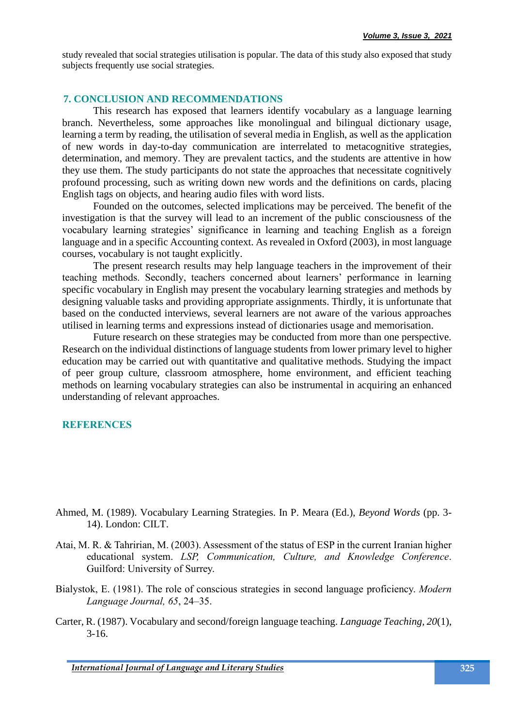study revealed that social strategies utilisation is popular. The data of this study also exposed that study subjects frequently use social strategies.

## 7. CONCLUSION AND RECOMMENDATIONS

This research has exposed that learners identify vocabulary as a language learning branch. Nevertheless, some approaches like monolingual and bilingual dictionary usage, learning a term by reading, the utilisation of several media in English, as well as the application of new words in day-to-day communication are interrelated to metacognitive strategies, determination, and memory. They are prevalent tactics, and the students are attentive in how they use them. The study participants do not state the approaches that necessitate cognitively profound processing, such as writing down new words and the definitions on cards, placing English tags on objects, and hearing audio files with word lists.

Founded on the outcomes, selected implications may be perceived. The benefit of the investigation is that the survey will lead to an increment of the public consciousness of the vocabulary learning strategies' significance in learning and teaching English as a foreign language and in a specific Accounting context. As revealed in Oxford (2003), in most language courses, vocabulary is not taught explicitly.

The present research results may help language teachers in the improvement of their teaching methods. Secondly, teachers concerned about learners' performance in learning specific vocabulary in English may present the vocabulary learning strategies and methods by designing valuable tasks and providing appropriate assignments. Thirdly, it is unfortunate that based on the conducted interviews, several learners are not aware of the various approaches utilised in learning terms and expressions instead of dictionaries usage and memorisation.

Future research on these strategies may be conducted from more than one perspective. Research on the individual distinctions of language students from lower primary level to higher education may be carried out with quantitative and qualitative methods. Studying the impact of peer group culture, classroom atmosphere, home environment, and efficient teaching methods on learning vocabulary strategies can also be instrumental in acquiring an enhanced understanding of relevant approaches.

## REFERENCES

Ahmed, M. (1989). Vocabulary Learning Strategies. In P. Meara (Ed.), *Beyond Words* (pp. 3-14). London: CILT.

Atai, M. R. & Tahririan, M. (2003). Assessment of the status of ESP in the current Iranian higher educational system. *LSP, Communication, Culture, and Knowledge Conference*. Guilford: University of Surrey.

Bialystok, E. (1981). The role of conscious strategies in second language proficiency. *Modern Language Journal, 65*, 24–35.

Carter, R. (1987). Vocabulary and second/foreign language teaching. *Language Teaching, 20*(1), 3-16.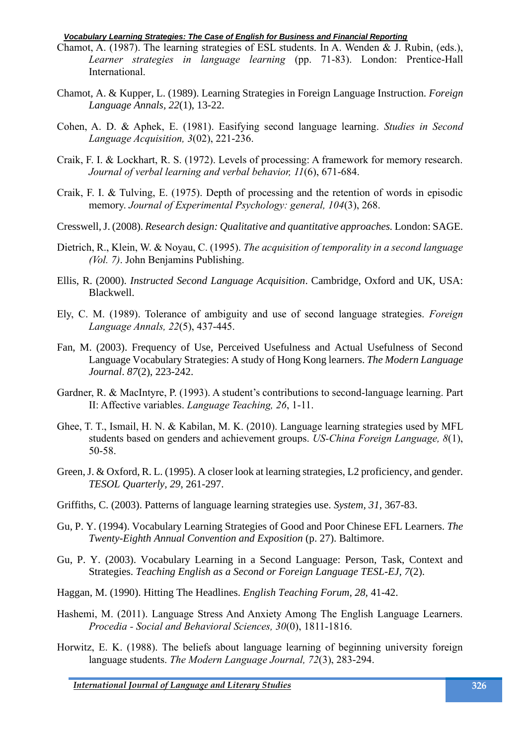Chamot, A. (1987). The learning strategies of ESL students. In A. Wenden & J. Rubin, (eds.), *Learner strategies in language learning* (pp. 71-83). London: Prentice-Hall International.

Chamot, A. & Kupper, L. (1989). Learning Strategies in Foreign Language Instruction. *Foreign Language Annals*, *22*(1), 13-22.

Cohen, A. D. & Aphek, E. (1981). Easifying second language learning. *Studies in Second Language Acquisition, 3*(02), 221-236.

Craik, F. I. & Lockhart, R. S. (1972). Levels of processing: A framework for memory research. *Journal of verbal learning and verbal behavior, 11*(6), 671-684.

Craik, F. I. & Tulving, E. (1975). Depth of processing and the retention of words in episodic memory. *Journal of Experimental Psychology: general, 104*(3), 268.

Cresswell, J. (2008). *Research design: Qualitative and quantitative approaches.* London: SAGE.

Dietrich, R., Klein, W. & Noyau, C. (1995). *The acquisition of temporality in a second language (Vol. 7)*. John Benjamins Publishing.

Ellis, R. (2000). *Instructed Second Language Acquisition*. Cambridge, Oxford and UK, USA: Blackwell.

Ely, C. M. (1989). Tolerance of ambiguity and use of second language strategies. *Foreign Language Annals, 22*(5), 437-445.

Fan, M. (2003). Frequency of Use, Perceived Usefulness and Actual Usefulness of Second Language Vocabulary Strategies: A study of Hong Kong learners. *The Modern Language Journal*. *87*(2), 223-242.

Gardner, R. & MacIntyre, P. (1993). A student's contributions to second-language learning. Part II: Affective variables. *Language Teaching, 26*, 1-11.

Ghee, T. T., Ismail, H. N. & Kabilan, M. K. (2010). Language learning strategies used by MFL students based on genders and achievement groups. *US-China Foreign Language, 8*(1), 50-58.

Green, J. & Oxford, R. L. (1995). A closer look at learning strategies, L2 proficiency, and gender. *TESOL Quarterly*, *29*, 261-297.

Griffiths, C. (2003). Patterns of language learning strategies use. *System, 31,* 367-83.

Gu, P. Y. (1994). Vocabulary Learning Strategies of Good and Poor Chinese EFL Learners. *The Twenty-Eighth Annual Convention and Exposition* (p. 27). Baltimore.

Gu, P. Y. (2003). Vocabulary Learning in a Second Language: Person, Task, Context and Strategies. *Teaching English as a Second or Foreign Language TESL-EJ, 7*(2).

Haggan, M. (1990). Hitting The Headlines. *English Teaching Forum, 28,* 41-42.

Hashemi, M. (2011). Language Stress And Anxiety Among The English Language Learners. *Procedia - Social and Behavioral Sciences, 30*(0), 1811-1816.

Horwitz, E. K. (1988). The beliefs about language learning of beginning university foreign language students. *The Modern Language Journal, 72*(3), 283-294.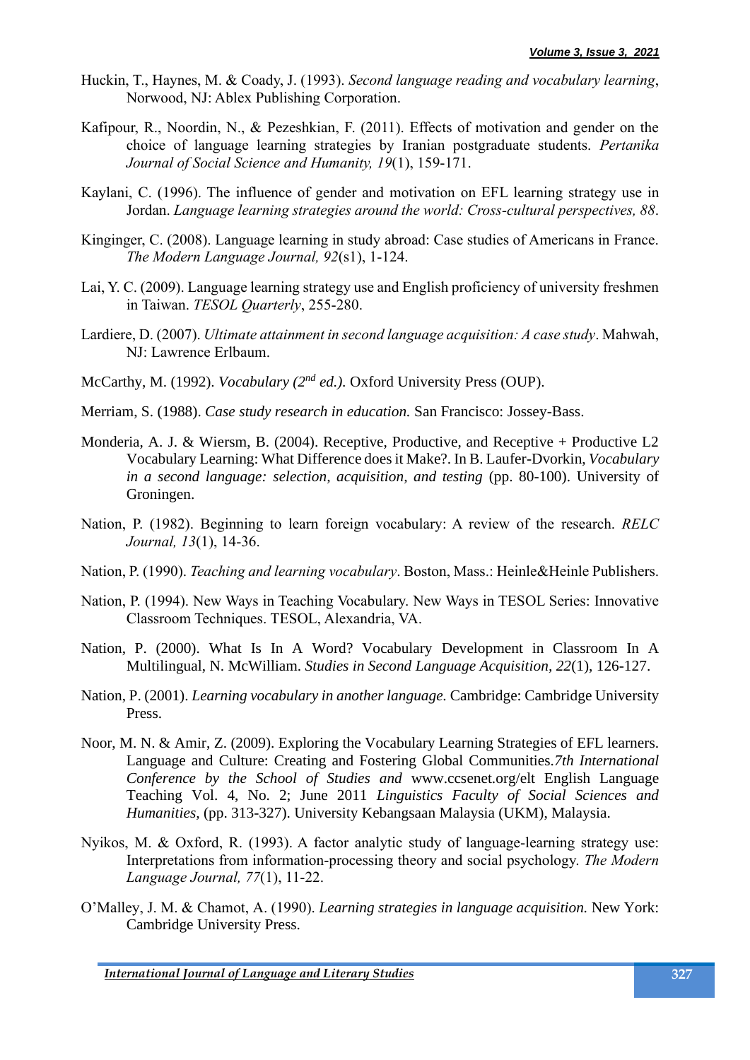Huckin, T., Haynes, M. & Coady, J. (1993). *Second language reading and vocabulary learning*, Norwood, NJ: Ablex Publishing Corporation.

Kafipour, R., Noordin, N., & Pezeshkian, F. (2011). Effects of motivation and gender on the choice of language learning strategies by Iranian postgraduate students. *Pertanika Journal of Social Science and Humanity, 19*(1), 159-171.

Kaylani, C. (1996). The influence of gender and motivation on EFL learning strategy use in Jordan. *Language learning strategies around the world: Cross-cultural perspectives, 88*.

Kinginger, C. (2008). Language learning in study abroad: Case studies of Americans in France. *The Modern Language Journal, 92*(s1), 1-124.

Lai, Y. C. (2009). Language learning strategy use and English proficiency of university freshmen in Taiwan. *TESOL Quarterly*, 255-280.

Lardiere, D. (2007). *Ultimate attainment in second language acquisition: A case study*. Mahwah, NJ: Lawrence Erlbaum.

McCarthy, M. (1992). *Vocabulary (2nd ed.)*. Oxford University Press (OUP).

Merriam, S. (1988). *Case study research in education.* San Francisco: Jossey-Bass.

Monderia, A. J. & Wiersm, B. (2004). Receptive, Productive, and Receptive + Productive L2 Vocabulary Learning: What Difference does it Make?. In B. Laufer-Dvorkin, *Vocabulary in a second language: selection, acquisition, and testing* (pp. 80-100). University of Groningen.

Nation, P. (1982). Beginning to learn foreign vocabulary: A review of the research. *RELC Journal, 13*(1), 14-36.

Nation, P. (1990). *Teaching and learning vocabulary*. Boston, Mass.: Heinle&Heinle Publishers.

Nation, P. (1994). New Ways in Teaching Vocabulary. New Ways in TESOL Series: Innovative Classroom Techniques. TESOL, Alexandria, VA.

Nation, P. (2000). What Is In A Word? Vocabulary Development in Classroom In A Multilingual, N. McWilliam. *Studies in Second Language Acquisition, 22*(1), 126-127.

Nation, P. (2001). *Learning vocabulary in another language*. Cambridge: Cambridge University Press.

Noor, M. N. & Amir, Z. (2009). Exploring the Vocabulary Learning Strategies of EFL learners. Language and Culture: Creating and Fostering Global Communities.*7th International Conference by the School of Studies and* www.ccsenet.org/elt English Language Teaching Vol. 4, No. 2; June 2011 *Linguistics Faculty of Social Sciences and Humanities*, (pp. 313-327). University Kebangsaan Malaysia (UKM), Malaysia.

Nyikos, M. & Oxford, R. (1993). A factor analytic study of language-learning strategy use: Interpretations from information-processing theory and social psychology. *The Modern Language Journal, 77*(1), 11-22.

O'Malley, J. M. & Chamot, A. (1990). *Learning strategies in language acquisition.* New York: Cambridge University Press.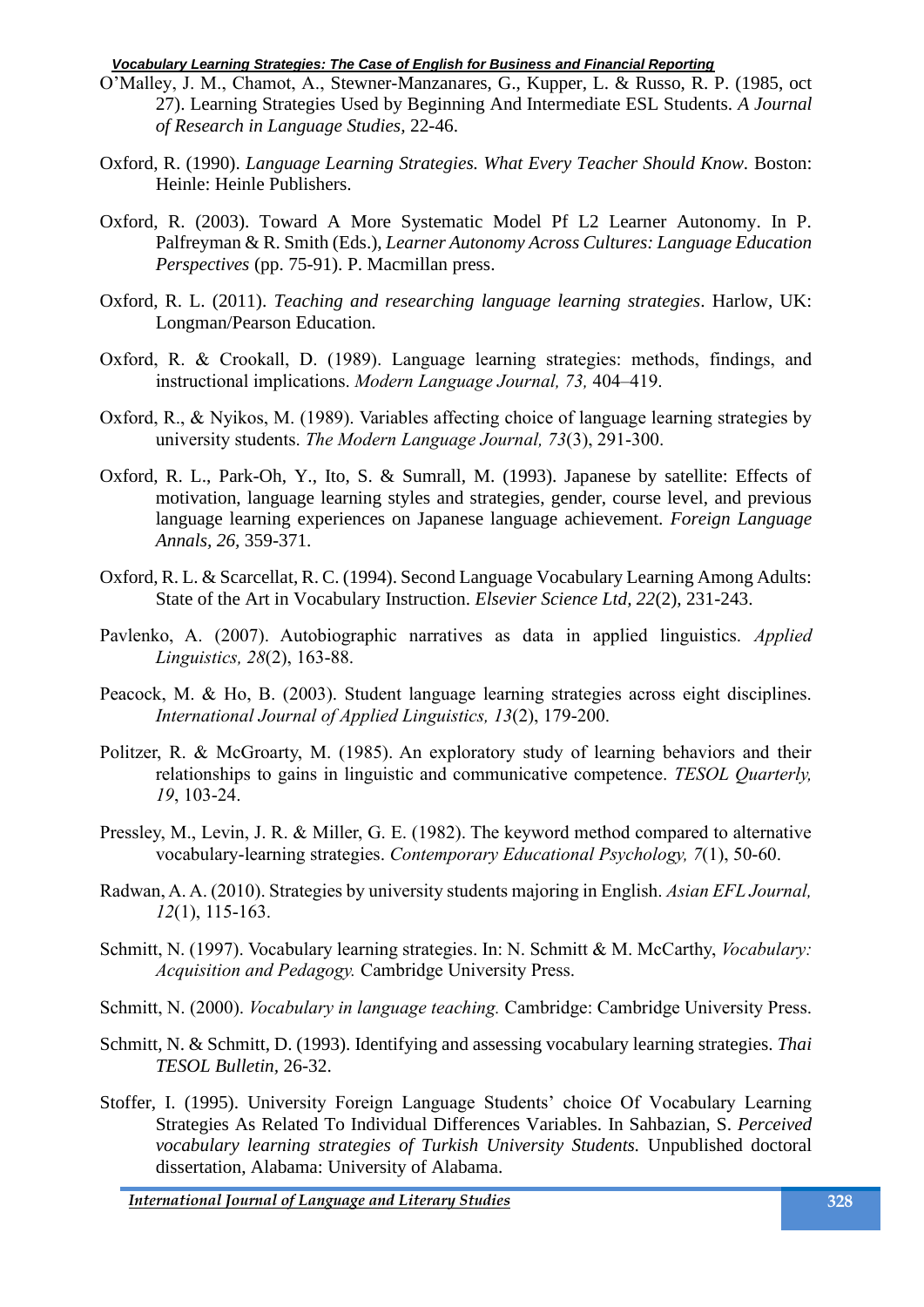O'Malley, J. M., Chamot, A., Stewner-Manzanares, G., Kupper, L. & Russo, R. P. (1985, oct 27). Learning Strategies Used by Beginning And Intermediate ESL Students. *A Journal of Research in Language Studies*, 22-46.

Oxford, R. (1990). *Language Learning Strategies. What Every Teacher Should Know*. Boston: Heinle: Heinle Publishers.

Oxford, R. (2003). Toward A More Systematic Model Pf L2 Learner Autonomy. In P. Palfreyman & R. Smith (Eds.), *Learner Autonomy Across Cultures: Language Education Perspectives* (pp. 75-91). P. Macmillan press.

Oxford, R. L. (2011). *Teaching and researching language learning strategies*. Harlow, UK: Longman/Pearson Education.

Oxford, R. & Crookall, D. (1989). Language learning strategies: methods, findings, and instructional implications. *Modern Language Journal, 73,* 404–419.

Oxford, R., & Nyikos, M. (1989). Variables affecting choice of language learning strategies by university students. *The Modern Language Journal, 73*(3), 291-300.

Oxford, R. L., Park-Oh, Y., Ito, S. & Sumrall, M. (1993). Japanese by satellite: Effects of motivation, language learning styles and strategies, gender, course level, and previous language learning experiences on Japanese language achievement. *Foreign Language Annals, 26,* 359-371.

Oxford, R. L. & Scarcellat, R. C. (1994). Second Language Vocabulary Learning Among Adults: State of the Art in Vocabulary Instruction. *Elsevier Science Ltd, 22*(2), 231-243.

Pavlenko, A. (2007). Autobiographic narratives as data in applied linguistics. *Applied Linguistics, 28*(2), 163-88.

Peacock, M. & Ho, B. (2003). Student language learning strategies across eight disciplines. *International Journal of Applied Linguistics, 13*(2), 179-200.

Politzer, R. & McGroarty, M. (1985). An exploratory study of learning behaviors and their relationships to gains in linguistic and communicative competence. *TESOL Quarterly, 19*, 103-24.

Pressley, M., Levin, J. R. & Miller, G. E. (1982). The keyword method compared to alternative vocabulary-learning strategies. *Contemporary Educational Psychology, 7*(1), 50-60.

Radwan, A. A. (2010). Strategies by university students majoring in English. *Asian EFL Journal, 12*(1), 115-163.

Schmitt, N. (1997). Vocabulary learning strategies. In: N. Schmitt & M. McCarthy, *Vocabulary: Acquisition and Pedagogy.* Cambridge University Press.

Schmitt, N. (2000). *Vocabulary in language teaching.* Cambridge: Cambridge University Press.

Schmitt, N. & Schmitt, D. (1993). Identifying and assessing vocabulary learning strategies. *Thai TESOL Bulletin*, 26-32.

Stoffer, I. (1995). University Foreign Language Students' choice Of Vocabulary Learning Strategies As Related To Individual Differences Variables. In Sahbazian, S. *Perceived vocabulary learning strategies of Turkish University Students.* Unpublished doctoral dissertation, Alabama: University of Alabama.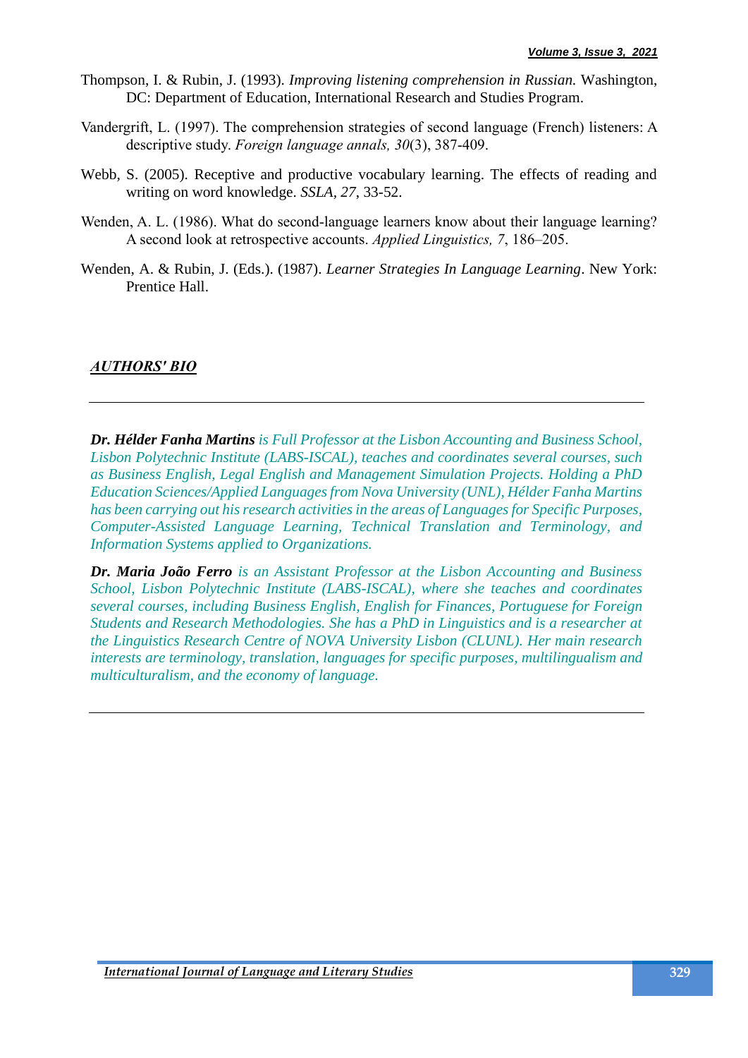Thompson, I. & Rubin, J. (1993). *Improving listening comprehension in Russian.* Washington, DC: Department of Education, International Research and Studies Program.

Vandergrift, L. (1997). The comprehension strategies of second language (French) listeners: A descriptive study. *Foreign language annals, 30*(3), 387-409.

Webb, S. (2005). Receptive and productive vocabulary learning. The effects of reading and writing on word knowledge. *SSLA, 27,* 33-52.

Wenden, A. L. (1986). What do second-language learners know about their language learning? A second look at retrospective accounts. *Applied Linguistics, 7*, 186–205.

Wenden, A. & Rubin, J. (Eds.). (1987). *Learner Strategies In Language Learning*. New York: Prentice Hall.

## *AUTHORS' BIO*

---

***Dr. Hélder Fanha Martins*** *is Full Professor at the Lisbon Accounting and Business School, Lisbon Polytechnic Institute (LABS-ISCAL), teaches and coordinates several courses, such as Business English, Legal English and Management Simulation Projects. Holding a PhD Education Sciences/Applied Languages from Nova University (UNL), Hélder Fanha Martins has been carrying out his research activities in the areas of Languages for Specific Purposes, Computer-Assisted Language Learning, Technical Translation and Terminology, and Information Systems applied to Organizations.*

***Dr. Maria João Ferro*** *is an Assistant Professor at the Lisbon Accounting and Business School, Lisbon Polytechnic Institute (LABS-ISCAL), where she teaches and coordinates several courses, including Business English, English for Finances, Portuguese for Foreign Students and Research Methodologies. She has a PhD in Linguistics and is a researcher at the Linguistics Research Centre of NOVA University Lisbon (CLUNL). Her main research interests are terminology, translation, languages for specific purposes, multilingualism and multiculturalism, and the economy of language.*

---